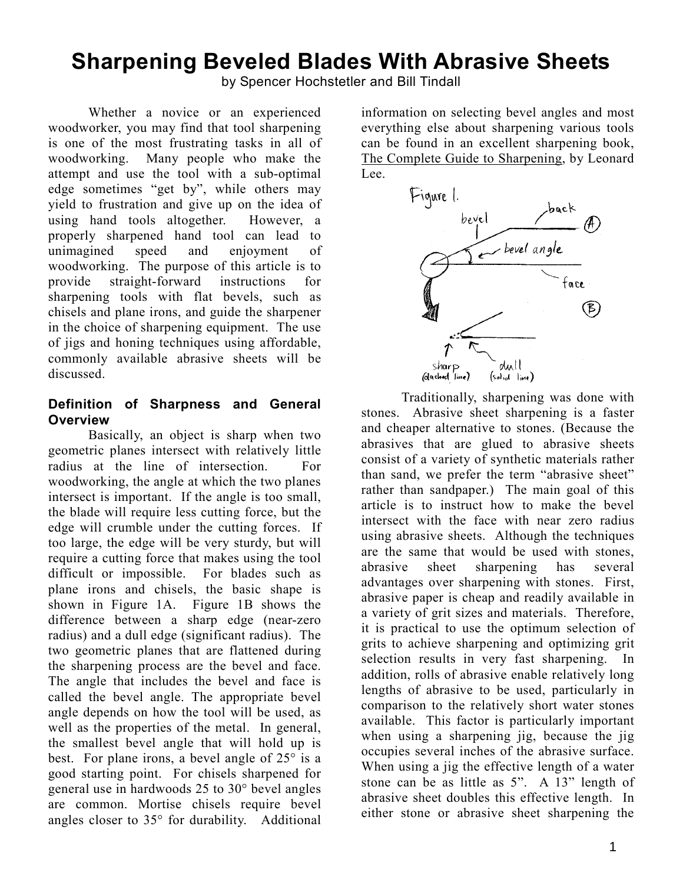# Sharpening Beveled Blades With Abrasive Sheets

by Spencer Hochstetler and Bill Tindall

Whether a novice or an experienced woodworker, you may find that tool sharpening is one of the most frustrating tasks in all of woodworking. Many people who make the attempt and use the tool with a sub-optimal edge sometimes "get by", while others may yield to frustration and give up on the idea of using hand tools altogether. However, a properly sharpened hand tool can lead to unimagined speed and enjoyment of woodworking. The purpose of this article is to provide straight-forward instructions for sharpening tools with flat bevels, such as chisels and plane irons, and guide the sharpener in the choice of sharpening equipment. The use of jigs and honing techniques using affordable, commonly available abrasive sheets will be discussed.

## Definition of Sharpness and General Overview

Basically, an object is sharp when two geometric planes intersect with relatively little radius at the line of intersection. For woodworking, the angle at which the two planes intersect is important. If the angle is too small, the blade will require less cutting force, but the edge will crumble under the cutting forces. If too large, the edge will be very sturdy, but will require a cutting force that makes using the tool difficult or impossible. For blades such as plane irons and chisels, the basic shape is shown in Figure 1A. Figure 1B shows the difference between a sharp edge (near-zero radius) and a dull edge (significant radius). The two geometric planes that are flattened during the sharpening process are the bevel and face. The angle that includes the bevel and face is called the bevel angle. The appropriate bevel angle depends on how the tool will be used, as well as the properties of the metal. In general, the smallest bevel angle that will hold up is best. For plane irons, a bevel angle of 25° is a good starting point. For chisels sharpened for general use in hardwoods 25 to 30° bevel angles are common. Mortise chisels require bevel angles closer to 35° for durability. Additional information on selecting bevel angles and most everything else about sharpening various tools can be found in an excellent sharpening book, The Complete Guide to Sharpening, by Leonard Lee.

Figure 1.

Traditionally, sharpening was done with stones. Abrasive sheet sharpening is a faster and cheaper alternative to stones. (Because the abrasives that are glued to abrasive sheets consist of a variety of synthetic materials rather than sand, we prefer the term "abrasive sheet" rather than sandpaper.) The main goal of this article is to instruct how to make the bevel intersect with the face with near zero radius using abrasive sheets. Although the techniques are the same that would be used with stones, abrasive sheet sharpening has several advantages over sharpening with stones. First, abrasive paper is cheap and readily available in a variety of grit sizes and materials. Therefore, it is practical to use the optimum selection of grits to achieve sharpening and optimizing grit selection results in very fast sharpening. In addition, rolls of abrasive enable relatively long lengths of abrasive to be used, particularly in comparison to the relatively short water stones available. This factor is particularly important when using a sharpening jig, because the jig occupies several inches of the abrasive surface. When using a jig the effective length of a water stone can be as little as 5". A 13" length of abrasive sheet doubles this effective length. In either stone or abrasive sheet sharpening the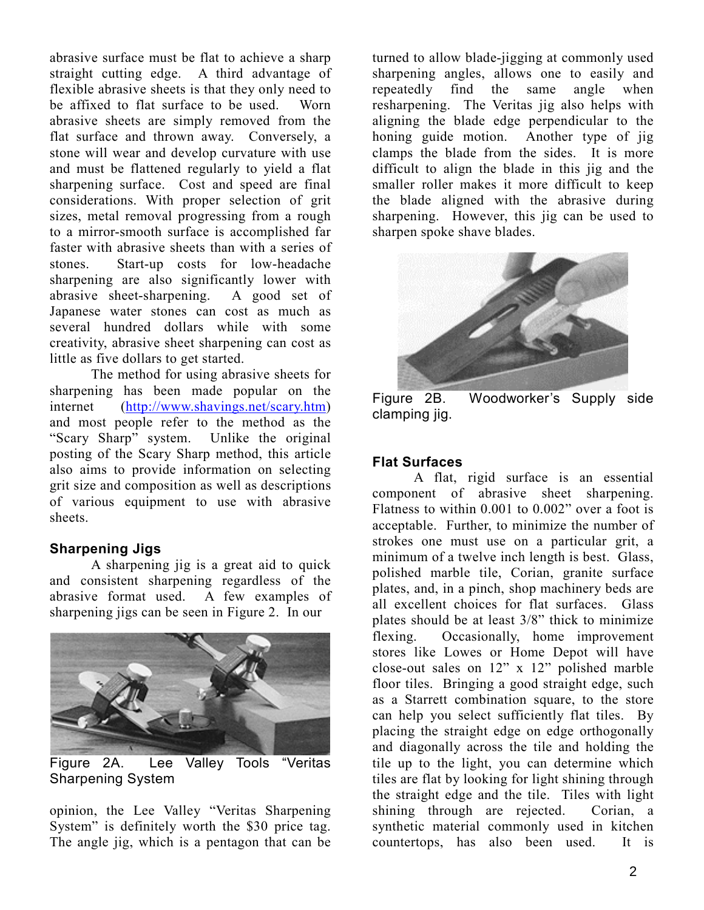abrasive surface must be flat to achieve a sharp straight cutting edge. A third advantage of flexible abrasive sheets is that they only need to be affixed to flat surface to be used. Worn abrasive sheets are simply removed from the flat surface and thrown away. Conversely, a stone will wear and develop curvature with use and must be flattened regularly to yield a flat sharpening surface. Cost and speed are final considerations. With proper selection of grit sizes, metal removal progressing from a rough to a mirror-smooth surface is accomplished far faster with abrasive sheets than with a series of stones. Start-up costs for low-headache sharpening are also significantly lower with abrasive sheet-sharpening. A good set of Japanese water stones can cost as much as several hundred dollars while with some creativity, abrasive sheet sharpening can cost as little as five dollars to get started.

The method for using abrasive sheets for sharpening has been made popular on the internet (http://www.shavings.net/scary.htm) and most people refer to the method as the "Scary Sharp" system. Unlike the original posting of the Scary Sharp method, this article also aims to provide information on selecting grit size and composition as well as descriptions of various equipment to use with abrasive sheets.

## Sharpening Jigs

A sharpening jig is a great aid to quick and consistent sharpening regardless of the abrasive format used. A few examples of sharpening jigs can be seen in Figure 2. In our opinion, the Lee Valley "Veritas Sharpening System" is definitely worth the $30 price tag. The angle jig, which is a pentagon that can be turned to allow blade-jigging at commonly used sharpening angles, allows one to easily and repeatedly find the same angle when resharpening. The Veritas jig also helps with aligning the blade edge perpendicular to the honing guide motion. Another type of jig clamps the blade from the sides. It is more difficult to align the blade in this jig and the smaller roller makes it more difficult to keep the blade aligned with the abrasive during sharpening. However, this jig can be used to sharpen spoke shave blades.

Figure 2A. Lee Valley Tools "Veritas Sharpening System

Figure 2B. Woodworker's Supply side clamping jig.

## Flat Surfaces

A flat, rigid surface is an essential component of abrasive sheet sharpening. Flatness to within 0.001 to 0.002" over a foot is acceptable. Further, to minimize the number of strokes one must use on a particular grit, a minimum of a twelve inch length is best. Glass, polished marble tile, Corian, granite surface plates, and, in a pinch, shop machinery beds are all excellent choices for flat surfaces. Glass plates should be at least 3/8" thick to minimize flexing. Occasionally, home improvement stores like Lowes or Home Depot will have close-out sales on 12" x 12" polished marble floor tiles. Bringing a good straight edge, such as a Starrett combination square, to the store can help you select sufficiently flat tiles. By placing the straight edge on edge orthogonally and diagonally across the tile and holding the tile up to the light, you can determine which tiles are flat by looking for light shining through the straight edge and the tile. Tiles with light shining through are rejected. Corian, a synthetic material commonly used in kitchen countertops, has also been used. It is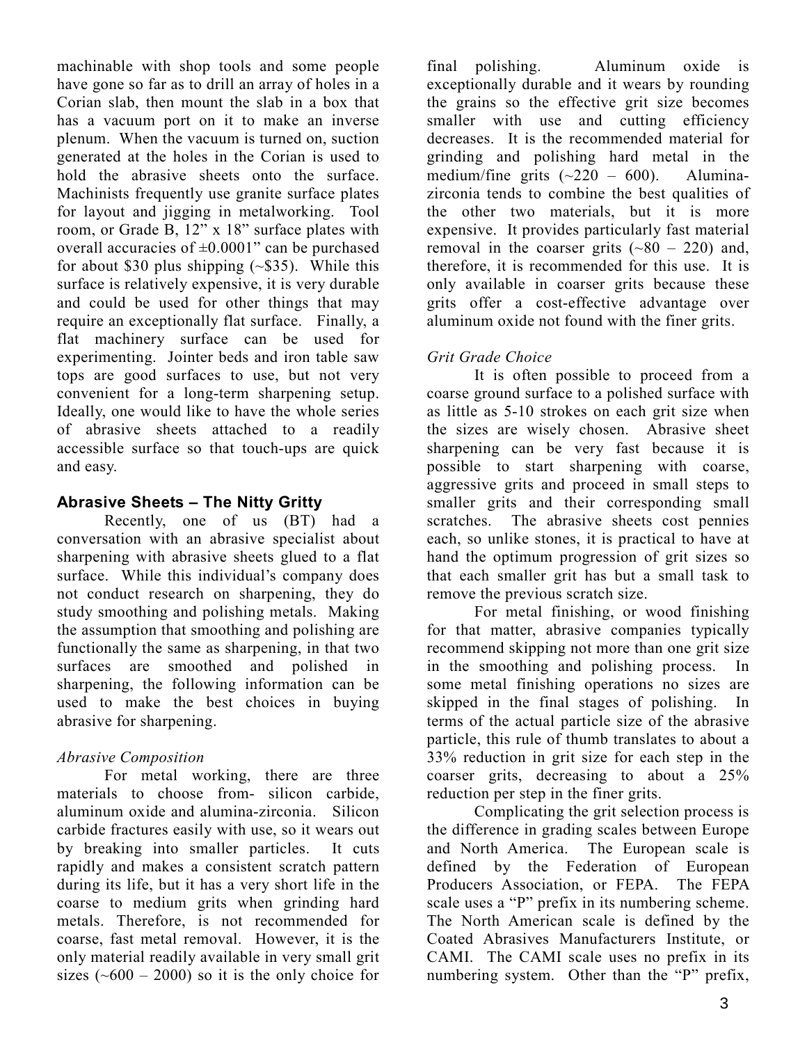machinable with shop tools and some people have gone so far as to drill an array of holes in a Corian slab, then mount the slab in a box that has a vacuum port on it to make an inverse plenum. When the vacuum is turned on, suction generated at the holes in the Corian is used to hold the abrasive sheets onto the surface. Machinists frequently use granite surface plates for layout and jigging in metalworking. Tool room, or Grade B, 12" x 18" surface plates with overall accuracies of ±0.0001" can be purchased for about $30 plus shipping (~$35). While this surface is relatively expensive, it is very durable and could be used for other things that may require an exceptionally flat surface. Finally, a flat machinery surface can be used for experimenting. Jointer beds and iron table saw tops are good surfaces to use, but not very convenient for a long-term sharpening setup. Ideally, one would like to have the whole series of abrasive sheets attached to a readily accessible surface so that touch-ups are quick and easy.

## Abrasive Sheets – The Nitty Gritty

Recently, one of us (BT) had a conversation with an abrasive specialist about sharpening with abrasive sheets glued to a flat surface. While this individual's company does not conduct research on sharpening, they do study smoothing and polishing metals. Making the assumption that smoothing and polishing are functionally the same as sharpening, in that two surfaces are smoothed and polished in sharpening, the following information can be used to make the best choices in buying abrasive for sharpening.

### *Abrasive Composition*

For metal working, there are three materials to choose from- silicon carbide, aluminum oxide and alumina-zirconia. Silicon carbide fractures easily with use, so it wears out by breaking into smaller particles. It cuts rapidly and makes a consistent scratch pattern during its life, but it has a very short life in the coarse to medium grits when grinding hard metals. Therefore, is not recommended for coarse, fast metal removal. However, it is the only material readily available in very small grit sizes (~600 – 2000) so it is the only choice for final polishing. Aluminum oxide is exceptionally durable and it wears by rounding the grains so the effective grit size becomes smaller with use and cutting efficiency decreases. It is the recommended material for grinding and polishing hard metal in the medium/fine grits (~220 – 600). Alumina-zirconia tends to combine the best qualities of the other two materials, but it is more expensive. It provides particularly fast material removal in the coarser grits (~80 – 220) and, therefore, it is recommended for this use. It is only available in coarser grits because these grits offer a cost-effective advantage over aluminum oxide not found with the finer grits.

### *Grit Grade Choice*

It is often possible to proceed from a coarse ground surface to a polished surface with as little as 5-10 strokes on each grit size when the sizes are wisely chosen. Abrasive sheet sharpening can be very fast because it is possible to start sharpening with coarse, aggressive grits and proceed in small steps to smaller grits and their corresponding small scratches. The abrasive sheets cost pennies each, so unlike stones, it is practical to have at hand the optimum progression of grit sizes so that each smaller grit has but a small task to remove the previous scratch size.

For metal finishing, or wood finishing for that matter, abrasive companies typically recommend skipping not more than one grit size in the smoothing and polishing process. In some metal finishing operations no sizes are skipped in the final stages of polishing. In terms of the actual particle size of the abrasive particle, this rule of thumb translates to about a 33% reduction in grit size for each step in the coarser grits, decreasing to about a 25% reduction per step in the finer grits.

Complicating the grit selection process is the difference in grading scales between Europe and North America. The European scale is defined by the Federation of European Producers Association, or FEPA. The FEPA scale uses a "P" prefix in its numbering scheme. The North American scale is defined by the Coated Abrasives Manufacturers Institute, or CAMI. The CAMI scale uses no prefix in its numbering system. Other than the "P" prefix,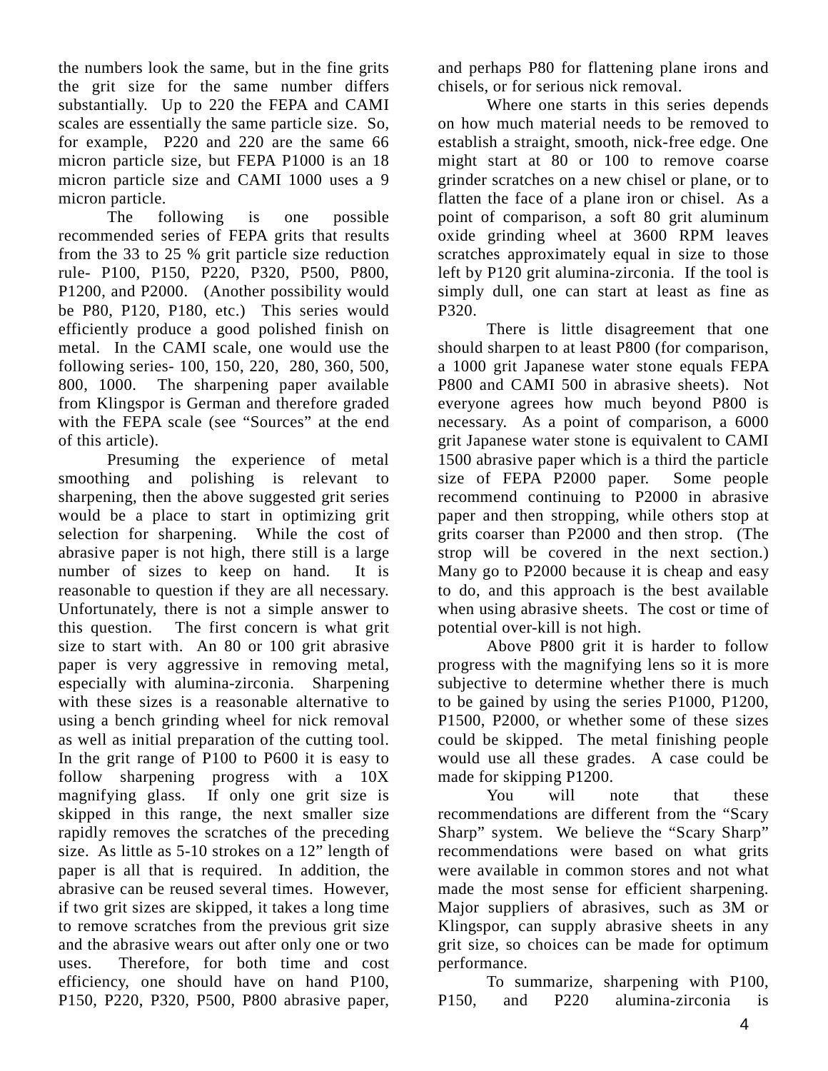the numbers look the same, but in the fine grits the grit size for the same number differs substantially. Up to 220 the FEPA and CAMI scales are essentially the same particle size. So, for example, P220 and 220 are the same 66 micron particle size, but FEPA P1000 is an 18 micron particle size and CAMI 1000 uses a 9 micron particle.

The following is one possible recommended series of FEPA grits that results from the 33 to 25 % grit particle size reduction rule- P100, P150, P220, P320, P500, P800, P1200, and P2000. (Another possibility would be P80, P120, P180, etc.) This series would efficiently produce a good polished finish on metal. In the CAMI scale, one would use the following series- 100, 150, 220, 280, 360, 500, 800, 1000. The sharpening paper available from Klingspor is German and therefore graded with the FEPA scale (see "Sources" at the end of this article).

Presuming the experience of metal smoothing and polishing is relevant to sharpening, then the above suggested grit series would be a place to start in optimizing grit selection for sharpening. While the cost of abrasive paper is not high, there still is a large number of sizes to keep on hand. It is reasonable to question if they are all necessary. Unfortunately, there is not a simple answer to this question. The first concern is what grit size to start with. An 80 or 100 grit abrasive paper is very aggressive in removing metal, especially with alumina-zirconia. Sharpening with these sizes is a reasonable alternative to using a bench grinding wheel for nick removal as well as initial preparation of the cutting tool. In the grit range of P100 to P600 it is easy to follow sharpening progress with a 10X magnifying glass. If only one grit size is skipped in this range, the next smaller size rapidly removes the scratches of the preceding size. As little as 5-10 strokes on a 12" length of paper is all that is required. In addition, the abrasive can be reused several times. However, if two grit sizes are skipped, it takes a long time to remove scratches from the previous grit size and the abrasive wears out after only one or two uses. Therefore, for both time and cost efficiency, one should have on hand P100, P150, P220, P320, P500, P800 abrasive paper, and perhaps P80 for flattening plane irons and chisels, or for serious nick removal.

Where one starts in this series depends on how much material needs to be removed to establish a straight, smooth, nick-free edge. One might start at 80 or 100 to remove coarse grinder scratches on a new chisel or plane, or to flatten the face of a plane iron or chisel. As a point of comparison, a soft 80 grit aluminum oxide grinding wheel at 3600 RPM leaves scratches approximately equal in size to those left by P120 grit alumina-zirconia. If the tool is simply dull, one can start at least as fine as P320.

There is little disagreement that one should sharpen to at least P800 (for comparison, a 1000 grit Japanese water stone equals FEPA P800 and CAMI 500 in abrasive sheets). Not everyone agrees how much beyond P800 is necessary. As a point of comparison, a 6000 grit Japanese water stone is equivalent to CAMI 1500 abrasive paper which is a third the particle size of FEPA P2000 paper. Some people recommend continuing to P2000 in abrasive paper and then stropping, while others stop at grits coarser than P2000 and then strop. (The strop will be covered in the next section.) Many go to P2000 because it is cheap and easy to do, and this approach is the best available when using abrasive sheets. The cost or time of potential over-kill is not high.

Above P800 grit it is harder to follow progress with the magnifying lens so it is more subjective to determine whether there is much to be gained by using the series P1000, P1200, P1500, P2000, or whether some of these sizes could be skipped. The metal finishing people would use all these grades. A case could be made for skipping P1200.

You will note that these recommendations are different from the "Scary Sharp" system. We believe the "Scary Sharp" recommendations were based on what grits were available in common stores and not what made the most sense for efficient sharpening. Major suppliers of abrasives, such as 3M or Klingspor, can supply abrasive sheets in any grit size, so choices can be made for optimum performance.

To summarize, sharpening with P100, P150, and P220 alumina-zirconia is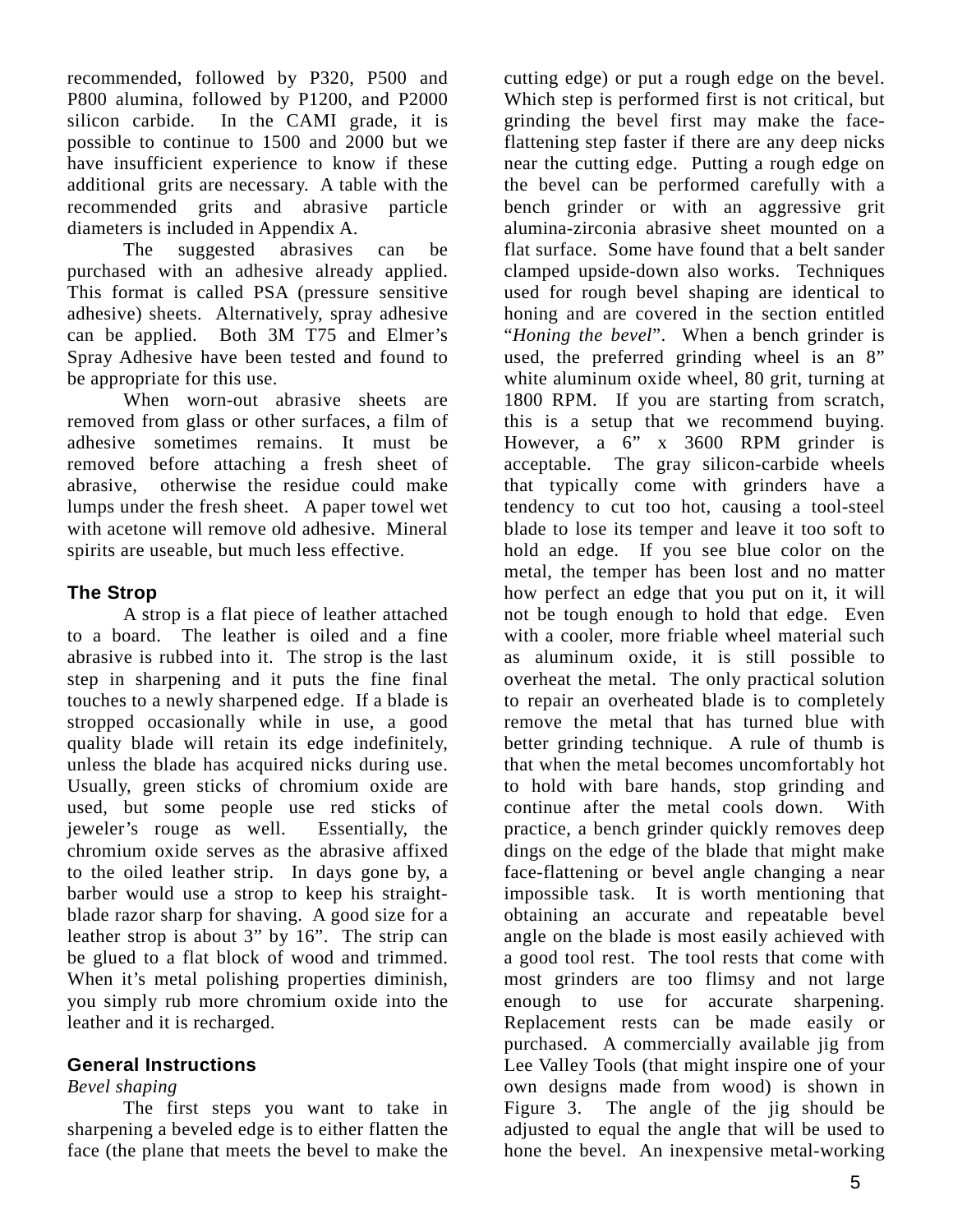recommended, followed by P320, P500 and P800 alumina, followed by P1200, and P2000 silicon carbide. In the CAMI grade, it is possible to continue to 1500 and 2000 but we have insufficient experience to know if these additional grits are necessary. A table with the recommended grits and abrasive particle diameters is included in Appendix A.

The suggested abrasives can be purchased with an adhesive already applied. This format is called PSA (pressure sensitive adhesive) sheets. Alternatively, spray adhesive can be applied. Both 3M T75 and Elmer's Spray Adhesive have been tested and found to be appropriate for this use.

When worn-out abrasive sheets are removed from glass or other surfaces, a film of adhesive sometimes remains. It must be removed before attaching a fresh sheet of abrasive, otherwise the residue could make lumps under the fresh sheet. A paper towel wet with acetone will remove old adhesive. Mineral spirits are useable, but much less effective.

### The Strop

A strop is a flat piece of leather attached to a board. The leather is oiled and a fine abrasive is rubbed into it. The strop is the last step in sharpening and it puts the fine final touches to a newly sharpened edge. If a blade is stropped occasionally while in use, a good quality blade will retain its edge indefinitely, unless the blade has acquired nicks during use. Usually, green sticks of chromium oxide are used, but some people use red sticks of jeweler's rouge as well. Essentially, the chromium oxide serves as the abrasive affixed to the oiled leather strip. In days gone by, a barber would use a strop to keep his straight-blade razor sharp for shaving. A good size for a leather strop is about 3" by 16". The strip can be glued to a flat block of wood and trimmed. When it's metal polishing properties diminish, you simply rub more chromium oxide into the leather and it is recharged.

### General Instructions

*Bevel shaping*

The first steps you want to take in sharpening a beveled edge is to either flatten the face (the plane that meets the bevel to make the cutting edge) or put a rough edge on the bevel. Which step is performed first is not critical, but grinding the bevel first may make the face-flattening step faster if there are any deep nicks near the cutting edge. Putting a rough edge on the bevel can be performed carefully with a bench grinder or with an aggressive grit alumina-zirconia abrasive sheet mounted on a flat surface. Some have found that a belt sander clamped upside-down also works. Techniques used for rough bevel shaping are identical to honing and are covered in the section entitled "*Honing the bevel*". When a bench grinder is used, the preferred grinding wheel is an 8" white aluminum oxide wheel, 80 grit, turning at 1800 RPM. If you are starting from scratch, this is a setup that we recommend buying. However, a 6" x 3600 RPM grinder is acceptable. The gray silicon-carbide wheels that typically come with grinders have a tendency to cut too hot, causing a tool-steel blade to lose its temper and leave it too soft to hold an edge. If you see blue color on the metal, the temper has been lost and no matter how perfect an edge that you put on it, it will not be tough enough to hold that edge. Even with a cooler, more friable wheel material such as aluminum oxide, it is still possible to overheat the metal. The only practical solution to repair an overheated blade is to completely remove the metal that has turned blue with better grinding technique. A rule of thumb is that when the metal becomes uncomfortably hot to hold with bare hands, stop grinding and continue after the metal cools down. With practice, a bench grinder quickly removes deep dings on the edge of the blade that might make face-flattening or bevel angle changing a near impossible task. It is worth mentioning that obtaining an accurate and repeatable bevel angle on the blade is most easily achieved with a good tool rest. The tool rests that come with most grinders are too flimsy and not large enough to use for accurate sharpening. Replacement rests can be made easily or purchased. A commercially available jig from Lee Valley Tools (that might inspire one of your own designs made from wood) is shown in Figure 3. The angle of the jig should be adjusted to equal the angle that will be used to hone the bevel. An inexpensive metal-working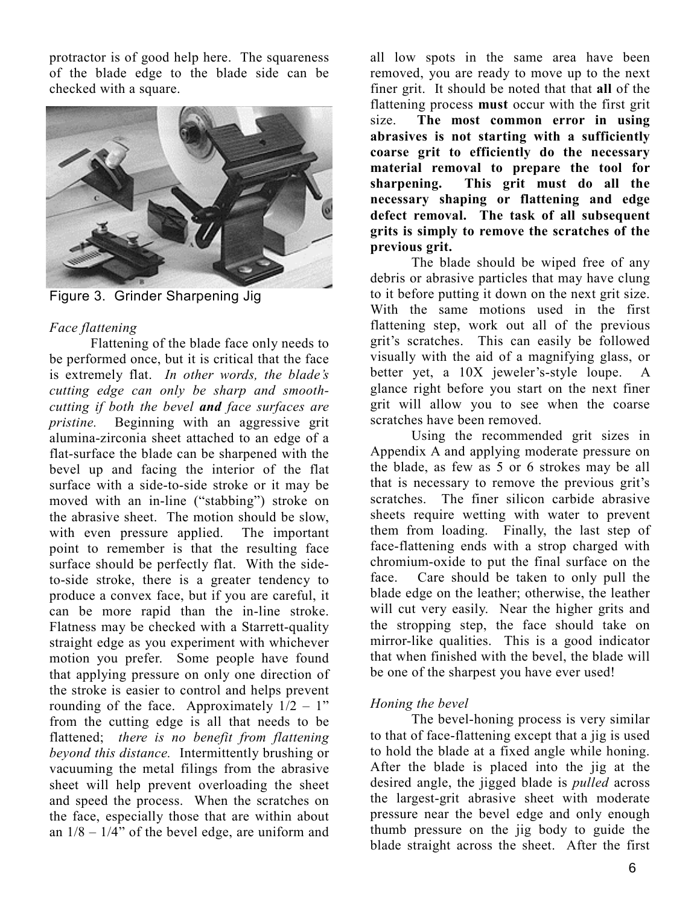protractor is of good help here. The squareness of the blade edge to the blade side can be checked with a square.

Figure 3. Grinder Sharpening Jig

*Face flattening*

Flattening of the blade face only needs to be performed once, but it is critical that the face is extremely flat. *In other words, the blade's cutting edge can only be sharp and smooth-cutting if both the bevel **and** face surfaces are pristine.* Beginning with an aggressive grit alumina-zirconia sheet attached to an edge of a flat-surface the blade can be sharpened with the bevel up and facing the interior of the flat surface with a side-to-side stroke or it may be moved with an in-line ("stabbing") stroke on the abrasive sheet. The motion should be slow, with even pressure applied. The important point to remember is that the resulting face surface should be perfectly flat. With the side-to-side stroke, there is a greater tendency to produce a convex face, but if you are careful, it can be more rapid than the in-line stroke. Flatness may be checked with a Starrett-quality straight edge as you experiment with whichever motion you prefer. Some people have found that applying pressure on only one direction of the stroke is easier to control and helps prevent rounding of the face. Approximately 1/2 – 1" from the cutting edge is all that needs to be flattened; *there is no benefit from flattening beyond this distance.* Intermittently brushing or vacuuming the metal filings from the abrasive sheet will help prevent overloading the sheet and speed the process. When the scratches on the face, especially those that are within about an 1/8 – 1/4" of the bevel edge, are uniform and all low spots in the same area have been removed, you are ready to move up to the next finer grit. It should be noted that that **all** of the flattening process **must** occur with the first grit size. **The most common error in using abrasives is not starting with a sufficiently coarse grit to efficiently do the necessary material removal to prepare the tool for sharpening. This grit must do all the necessary shaping or flattening and edge defect removal. The task of all subsequent grits is simply to remove the scratches of the previous grit.**

The blade should be wiped free of any debris or abrasive particles that may have clung to it before putting it down on the next grit size. With the same motions used in the first flattening step, work out all of the previous grit's scratches. This can easily be followed visually with the aid of a magnifying glass, or better yet, a 10X jeweler's-style loupe. A glance right before you start on the next finer grit will allow you to see when the coarse scratches have been removed.

Using the recommended grit sizes in Appendix A and applying moderate pressure on the blade, as few as 5 or 6 strokes may be all that is necessary to remove the previous grit's scratches. The finer silicon carbide abrasive sheets require wetting with water to prevent them from loading. Finally, the last step of face-flattening ends with a strop charged with chromium-oxide to put the final surface on the face. Care should be taken to only pull the blade edge on the leather; otherwise, the leather will cut very easily. Near the higher grits and the stropping step, the face should take on mirror-like qualities. This is a good indicator that when finished with the bevel, the blade will be one of the sharpest you have ever used!

*Honing the bevel*

The bevel-honing process is very similar to that of face-flattening except that a jig is used to hold the blade at a fixed angle while honing. After the blade is placed into the jig at the desired angle, the jigged blade is *pulled* across the largest-grit abrasive sheet with moderate pressure near the bevel edge and only enough thumb pressure on the jig body to guide the blade straight across the sheet. After the first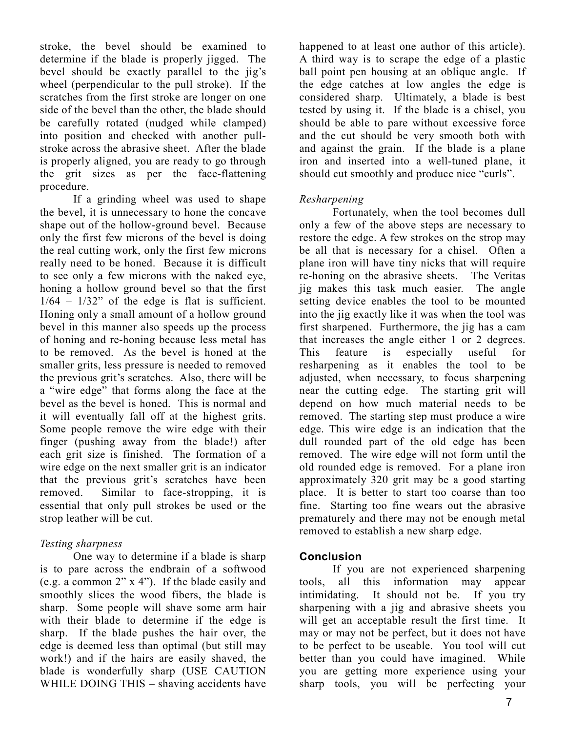stroke, the bevel should be examined to determine if the blade is properly jigged. The bevel should be exactly parallel to the jig's wheel (perpendicular to the pull stroke). If the scratches from the first stroke are longer on one side of the bevel than the other, the blade should be carefully rotated (nudged while clamped) into position and checked with another pull-stroke across the abrasive sheet. After the blade is properly aligned, you are ready to go through the grit sizes as per the face-flattening procedure.

If a grinding wheel was used to shape the bevel, it is unnecessary to hone the concave shape out of the hollow-ground bevel. Because only the first few microns of the bevel is doing the real cutting work, only the first few microns really need to be honed. Because it is difficult to see only a few microns with the naked eye, honing a hollow ground bevel so that the first 1/64 – 1/32" of the edge is flat is sufficient. Honing only a small amount of a hollow ground bevel in this manner also speeds up the process of honing and re-honing because less metal has to be removed. As the bevel is honed at the smaller grits, less pressure is needed to removed the previous grit's scratches. Also, there will be a "wire edge" that forms along the face at the bevel as the bevel is honed. This is normal and it will eventually fall off at the highest grits. Some people remove the wire edge with their finger (pushing away from the blade!) after each grit size is finished. The formation of a wire edge on the next smaller grit is an indicator that the previous grit's scratches have been removed. Similar to face-stropping, it is essential that only pull strokes be used or the strop leather will be cut.

*Testing sharpness*

One way to determine if a blade is sharp is to pare across the endbrain of a softwood (e.g. a common 2" x 4"). If the blade easily and smoothly slices the wood fibers, the blade is sharp. Some people will shave some arm hair with their blade to determine if the edge is sharp. If the blade pushes the hair over, the edge is deemed less than optimal (but still may work!) and if the hairs are easily shaved, the blade is wonderfully sharp (USE CAUTION WHILE DOING THIS – shaving accidents have happened to at least one author of this article). A third way is to scrape the edge of a plastic ball point pen housing at an oblique angle. If the edge catches at low angles the edge is considered sharp. Ultimately, a blade is best tested by using it. If the blade is a chisel, you should be able to pare without excessive force and the cut should be very smooth both with and against the grain. If the blade is a plane iron and inserted into a well-tuned plane, it should cut smoothly and produce nice "curls".

*Resharpening*

Fortunately, when the tool becomes dull only a few of the above steps are necessary to restore the edge. A few strokes on the strop may be all that is necessary for a chisel. Often a plane iron will have tiny nicks that will require re-honing on the abrasive sheets. The Veritas jig makes this task much easier. The angle setting device enables the tool to be mounted into the jig exactly like it was when the tool was first sharpened. Furthermore, the jig has a cam that increases the angle either 1 or 2 degrees. This feature is especially useful for resharpening as it enables the tool to be adjusted, when necessary, to focus sharpening near the cutting edge. The starting grit will depend on how much material needs to be removed. The starting step must produce a wire edge. This wire edge is an indication that the dull rounded part of the old edge has been removed. The wire edge will not form until the old rounded edge is removed. For a plane iron approximately 320 grit may be a good starting place. It is better to start too coarse than too fine. Starting too fine wears out the abrasive prematurely and there may not be enough metal removed to establish a new sharp edge.

## Conclusion

If you are not experienced sharpening tools, all this information may appear intimidating. It should not be. If you try sharpening with a jig and abrasive sheets you will get an acceptable result the first time. It may or may not be perfect, but it does not have to be perfect to be useable. You tool will cut better than you could have imagined. While you are getting more experience using your sharp tools, you will be perfecting your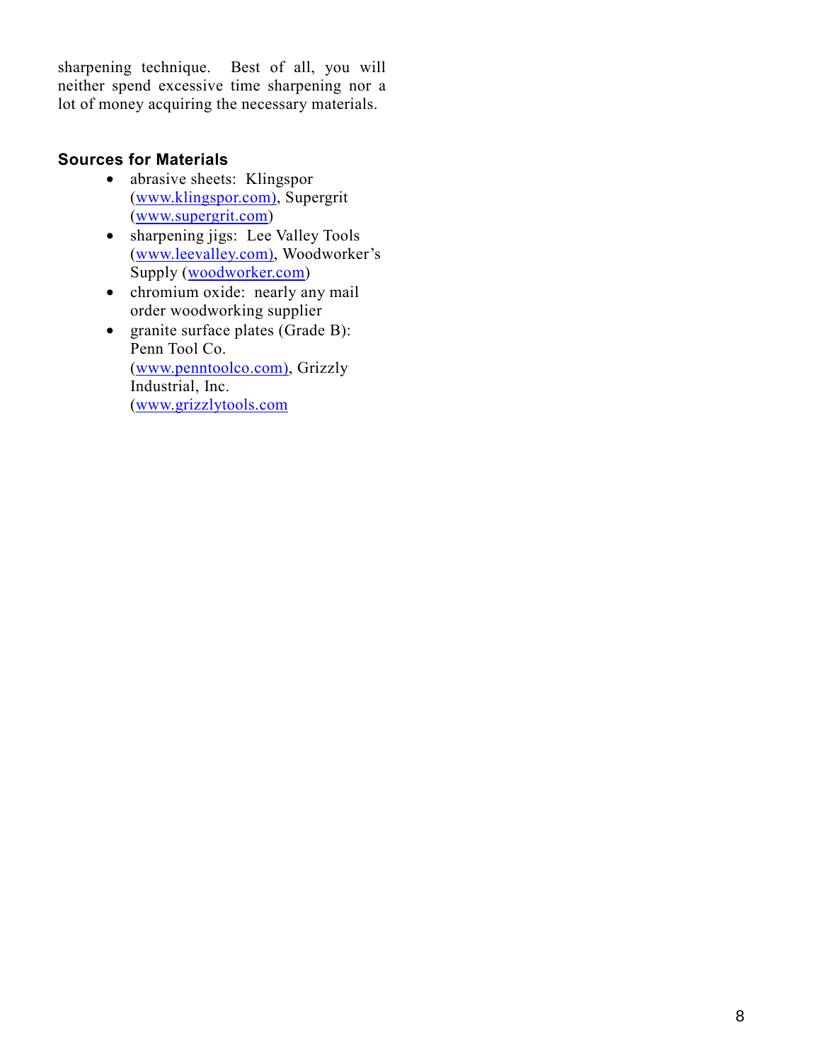sharpening technique. Best of all, you will neither spend excessive time sharpening nor a lot of money acquiring the necessary materials.

### Sources for Materials

- abrasive sheets: Klingspor (www.klingspor.com), Supergrit (www.supergrit.com)
- sharpening jigs: Lee Valley Tools (www.leevalley.com), Woodworker's Supply (woodworker.com)
- chromium oxide: nearly any mail order woodworking supplier
- granite surface plates (Grade B): Penn Tool Co. (www.penntoolco.com), Grizzly Industrial, Inc. (www.grizzlytools.com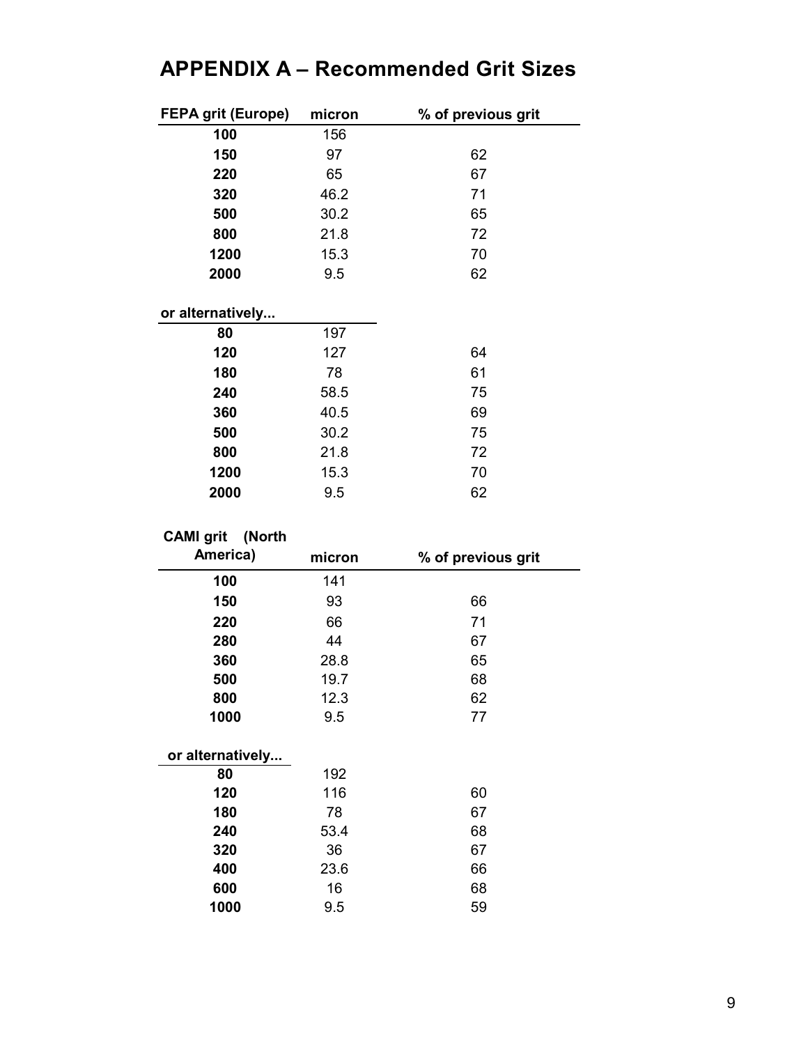# APPENDIX A – Recommended Grit Sizes

| FEPA grit (Europe) | micron | % of previous grit |
|---|---|---|
| **100** | 156 | |
| **150** | 97 | 62 |
| **220** | 65 | 67 |
| **320** | 46.2 | 71 |
| **500** | 30.2 | 65 |
| **800** | 21.8 | 72 |
| **1200** | 15.3 | 70 |
| **2000** | 9.5 | 62 |

| or alternatively... | | |
|---|---|---|
| **80** | 197 | |
| **120** | 127 | 64 |
| **180** | 78 | 61 |
| **240** | 58.5 | 75 |
| **360** | 40.5 | 69 |
| **500** | 30.2 | 75 |
| **800** | 21.8 | 72 |
| **1200** | 15.3 | 70 |
| **2000** | 9.5 | 62 |

| CAMI grit (North America) | micron | % of previous grit |
|---|---|---|
| **100** | 141 | |
| **150** | 93 | 66 |
| **220** | 66 | 71 |
| **280** | 44 | 67 |
| **360** | 28.8 | 65 |
| **500** | 19.7 | 68 |
| **800** | 12.3 | 62 |
| **1000** | 9.5 | 77 |

| or alternatively... | | |
|---|---|---|
| **80** | 192 | |
| **120** | 116 | 60 |
| **180** | 78 | 67 |
| **240** | 53.4 | 68 |
| **320** | 36 | 67 |
| **400** | 23.6 | 66 |
| **600** | 16 | 68 |
| **1000** | 9.5 | 59 |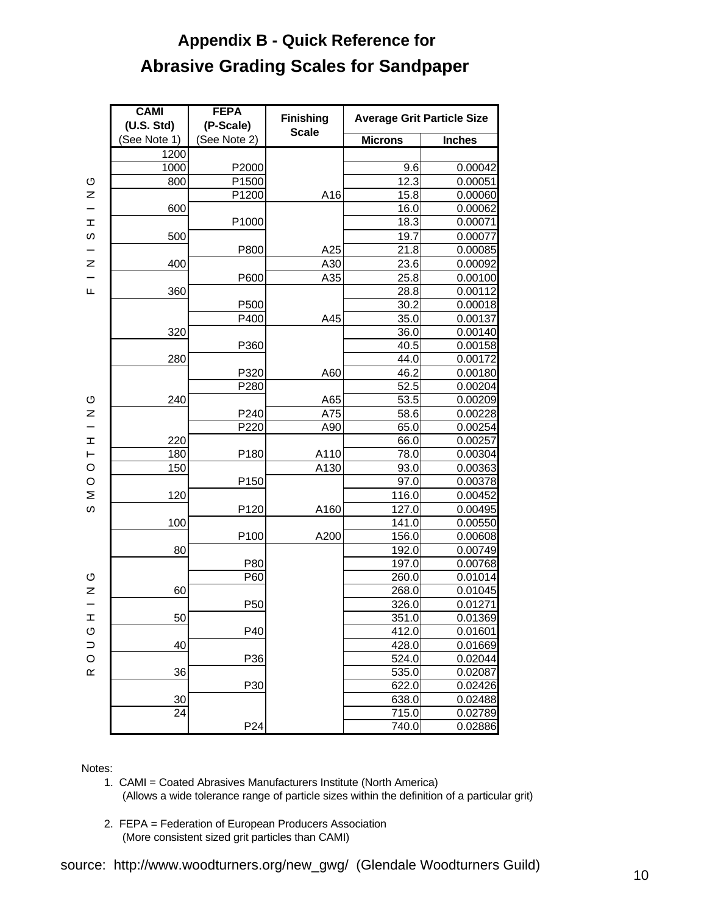# Appendix B - Quick Reference for

# Abrasive Grading Scales for Sandpaper

| | CAMI (U.S. Std) (See Note 1) | FEPA (P-Scale) (See Note 2) | Finishing Scale | Average Grit Particle Size | |
|---|---|---|---|---|---|
| | | | | Microns | Inches |
| FINISHING | 1200 | | | | |
| | 1000 | P2000 | | 9.6 | 0.00042 |
| | 800 | P1500 | | 12.3 | 0.00051 |
| | | P1200 | A16 | 15.8 | 0.00060 |
| | 600 | | | 16.0 | 0.00062 |
| | | P1000 | | 18.3 | 0.00071 |
| | 500 | | | 19.7 | 0.00077 |
| | | P800 | A25 | 21.8 | 0.00085 |
| | 400 | | A30 | 23.6 | 0.00092 |
| | | P600 | A35 | 25.8 | 0.00100 |
| | 360 | | | 28.8 | 0.00112 |
| | | P500 | | 30.2 | 0.00018 |
| | | P400 | A45 | 35.0 | 0.00137 |
| SMOOTHING | 320 | | | 36.0 | 0.00140 |
| | | P360 | | 40.5 | 0.00158 |
| | 280 | | | 44.0 | 0.00172 |
| | | P320 | A60 | 46.2 | 0.00180 |
| | | P280 | | 52.5 | 0.00204 |
| | 240 | | A65 | 53.5 | 0.00209 |
| | | P240 | A75 | 58.6 | 0.00228 |
| | | P220 | A90 | 65.0 | 0.00254 |
| | 220 | | | 66.0 | 0.00257 |
| | 180 | P180 | A110 | 78.0 | 0.00304 |
| | 150 | | A130 | 93.0 | 0.00363 |
| | | P150 | | 97.0 | 0.00378 |
| | 120 | | | 116.0 | 0.00452 |
| | | P120 | A160 | 127.0 | 0.00495 |
| | 100 | | | 141.0 | 0.00550 |
| | | P100 | A200 | 156.0 | 0.00608 |
| ROUGHING | 80 | | | 192.0 | 0.00749 |
| | | P80 | | 197.0 | 0.00768 |
| | | P60 | | 260.0 | 0.01014 |
| | 60 | | | 268.0 | 0.01045 |
| | | P50 | | 326.0 | 0.01271 |
| | 50 | | | 351.0 | 0.01369 |
| | | P40 | | 412.0 | 0.01601 |
| | 40 | | | 428.0 | 0.01669 |
| | | P36 | | 524.0 | 0.02044 |
| | 36 | | | 535.0 | 0.02087 |
| | | P30 | | 622.0 | 0.02426 |
| | 30 | | | 638.0 | 0.02488 |
| | 24 | | | 715.0 | 0.02789 |
| | | P24 | | 740.0 | 0.02886 |

Notes:

1. CAMI = Coated Abrasives Manufacturers Institute (North America)
   (Allows a wide tolerance range of particle sizes within the definition of a particular grit)

2. FEPA = Federation of European Producers Association
   (More consistent sized grit particles than CAMI)

source: http://www.woodturners.org/new_gwg/ (Glendale Woodturners Guild)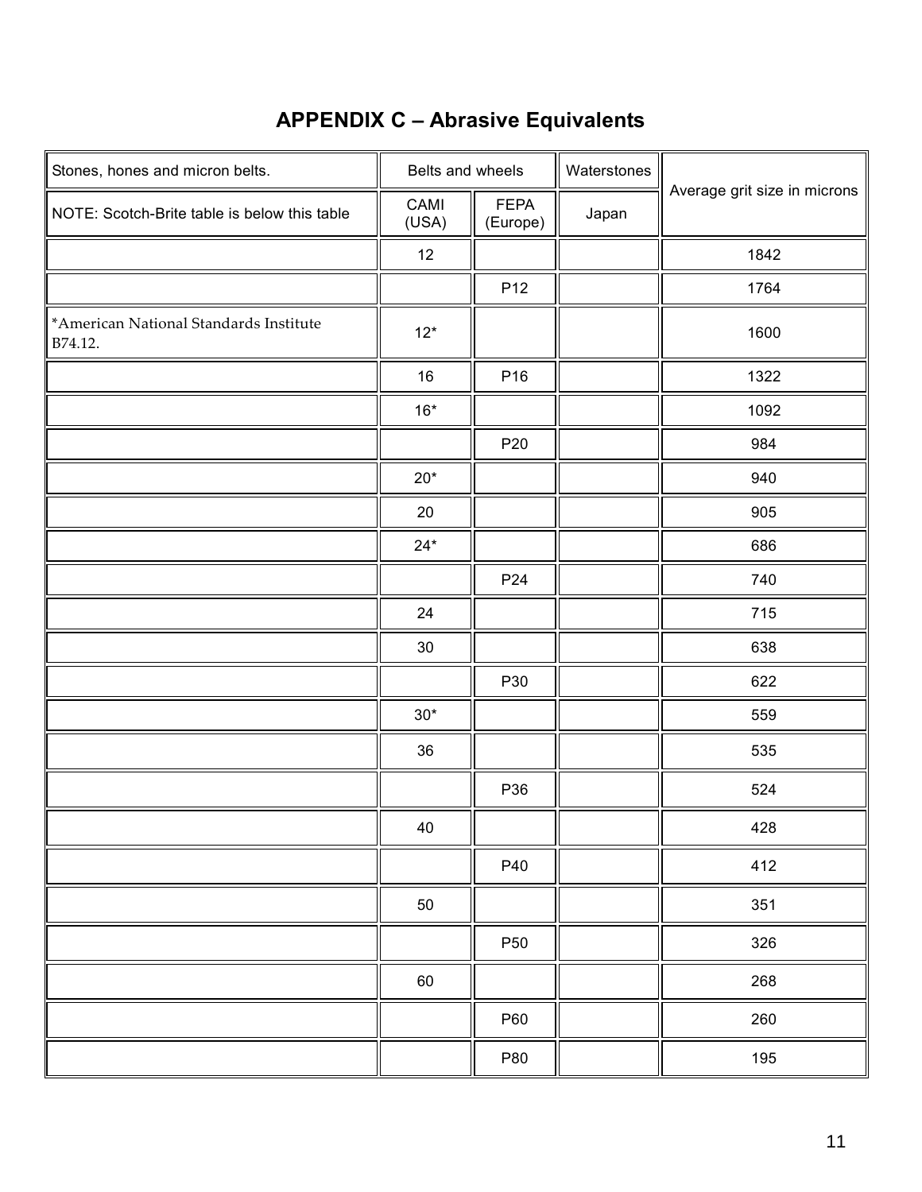# APPENDIX C – Abrasive Equivalents

| Stones, hones and micron belts. | Belts and wheels | | Waterstones | Average grit size in microns |
|---|---|---|---|---|
| NOTE: Scotch-Brite table is below this table | CAMI (USA) | FEPA (Europe) | Japan | |
| | 12 | | | 1842 |
| | | P12 | | 1764 |
| *American National Standards Institute B74.12. | 12* | | | 1600 |
| | 16 | P16 | | 1322 |
| | 16* | | | 1092 |
| | | P20 | | 984 |
| | 20* | | | 940 |
| | 20 | | | 905 |
| | 24* | | | 686 |
| | | P24 | | 740 |
| | 24 | | | 715 |
| | 30 | | | 638 |
| | | P30 | | 622 |
| | 30* | | | 559 |
| | 36 | | | 535 |
| | | P36 | | 524 |
| | 40 | | | 428 |
| | | P40 | | 412 |
| | 50 | | | 351 |
| | | P50 | | 326 |
| | 60 | | | 268 |
| | | P60 | | 260 |
| | | P80 | | 195 |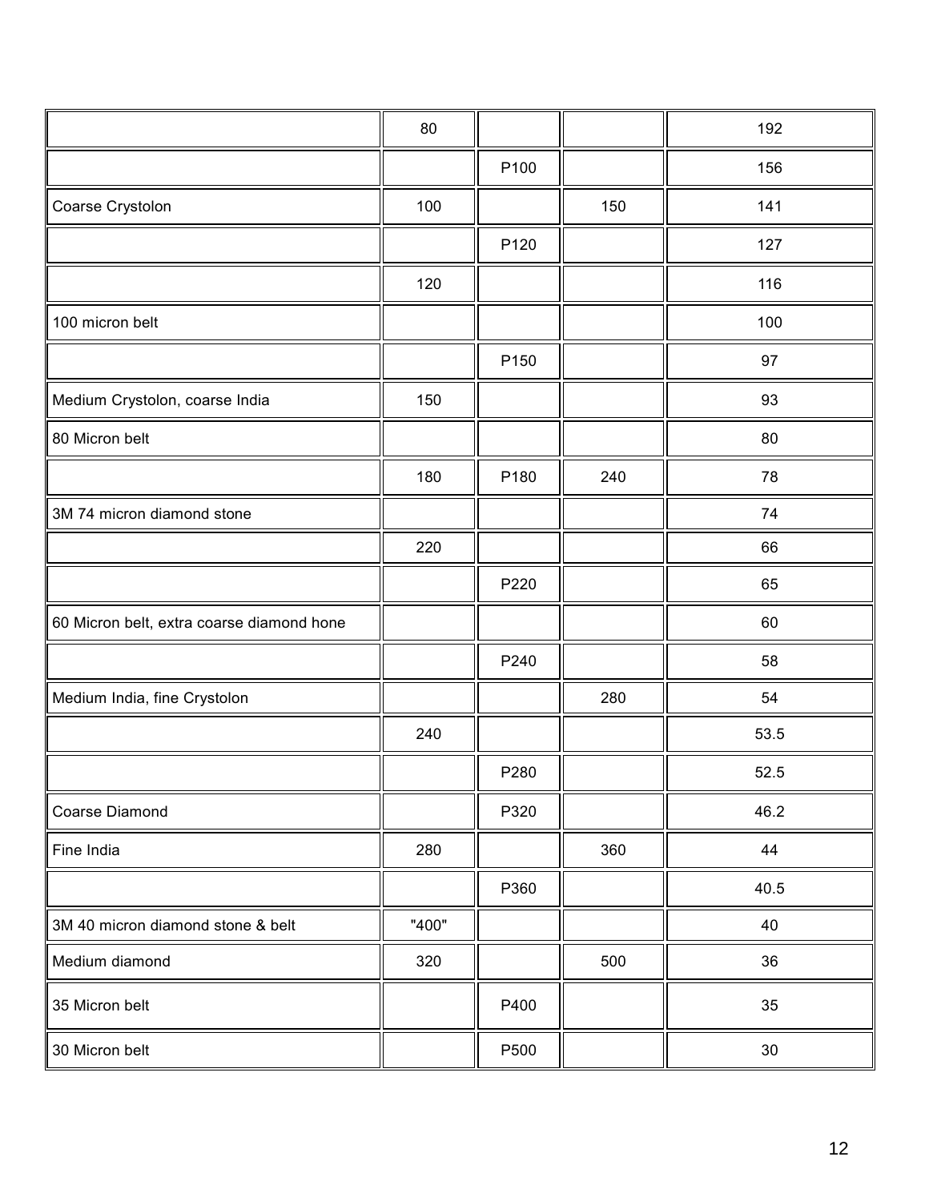| | | | | |
|---|---|---|---|---|
| | 80 | | | 192 |
| | | P100 | | 156 |
| Coarse Crystolon | 100 | | 150 | 141 |
| | | P120 | | 127 |
| | 120 | | | 116 |
| 100 micron belt | | | | 100 |
| | | P150 | | 97 |
| Medium Crystolon, coarse India | 150 | | | 93 |
| 80 Micron belt | | | | 80 |
| | 180 | P180 | 240 | 78 |
| 3M 74 micron diamond stone | | | | 74 |
| | 220 | | | 66 |
| | | P220 | | 65 |
| 60 Micron belt, extra coarse diamond hone | | | | 60 |
| | | P240 | | 58 |
| Medium India, fine Crystolon | | | 280 | 54 |
| | 240 | | | 53.5 |
| | | P280 | | 52.5 |
| Coarse Diamond | | P320 | | 46.2 |
| Fine India | 280 | | 360 | 44 |
| | | P360 | | 40.5 |
| 3M 40 micron diamond stone & belt | "400" | | | 40 |
| Medium diamond | 320 | | 500 | 36 |
| 35 Micron belt | | P400 | | 35 |
| 30 Micron belt | | P500 | | 30 |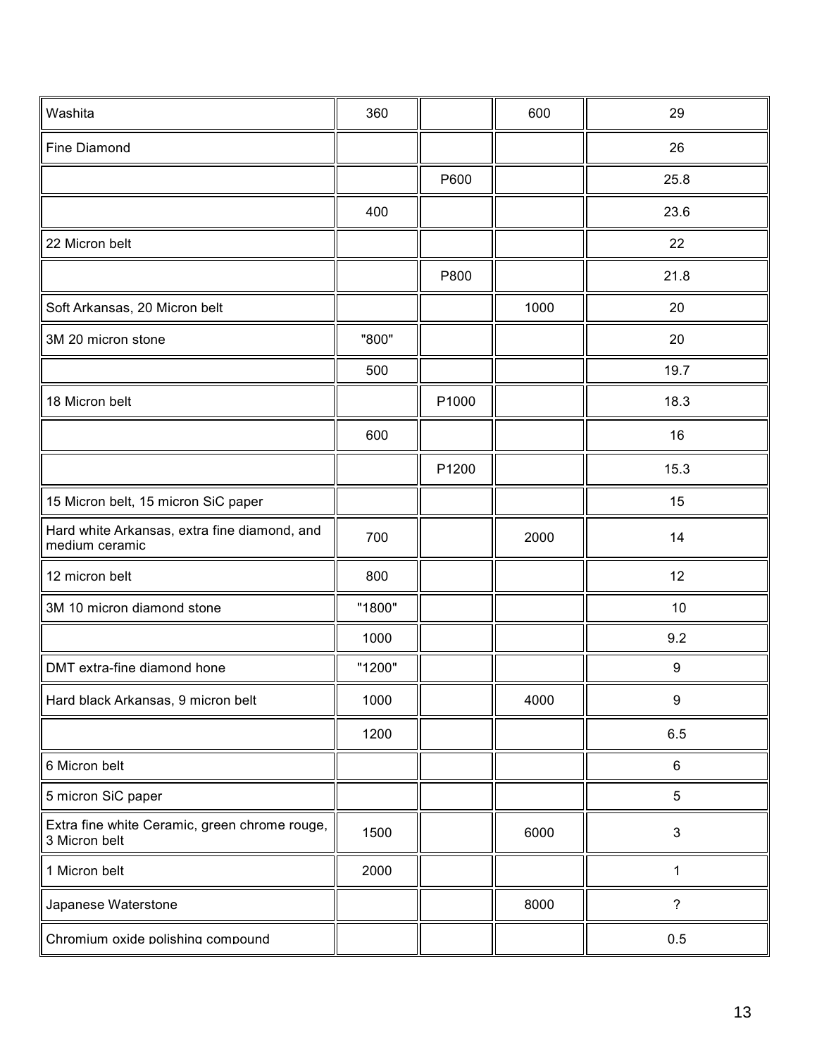| | | | | |
|---|---|---|---|---|
| Washita | 360 | | 600 | 29 |
| Fine Diamond | | | | 26 |
| | | P600 | | 25.8 |
| | 400 | | | 23.6 |
| 22 Micron belt | | | | 22 |
| | | P800 | | 21.8 |
| Soft Arkansas, 20 Micron belt | | | 1000 | 20 |
| 3M 20 micron stone | "800" | | | 20 |
| | 500 | | | 19.7 |
| 18 Micron belt | | P1000 | | 18.3 |
| | 600 | | | 16 |
| | | P1200 | | 15.3 |
| 15 Micron belt, 15 micron SiC paper | | | | 15 |
| Hard white Arkansas, extra fine diamond, and medium ceramic | 700 | | 2000 | 14 |
| 12 micron belt | 800 | | | 12 |
| 3M 10 micron diamond stone | "1800" | | | 10 |
| | 1000 | | | 9.2 |
| DMT extra-fine diamond hone | "1200" | | | 9 |
| Hard black Arkansas, 9 micron belt | 1000 | | 4000 | 9 |
| | 1200 | | | 6.5 |
| 6 Micron belt | | | | 6 |
| 5 micron SiC paper | | | | 5 |
| Extra fine white Ceramic, green chrome rouge, 3 Micron belt | 1500 | | 6000 | 3 |
| 1 Micron belt | 2000 | | | 1 |
| Japanese Waterstone | | | 8000 | ? |
| Chromium oxide polishing compound | | | | 0.5 |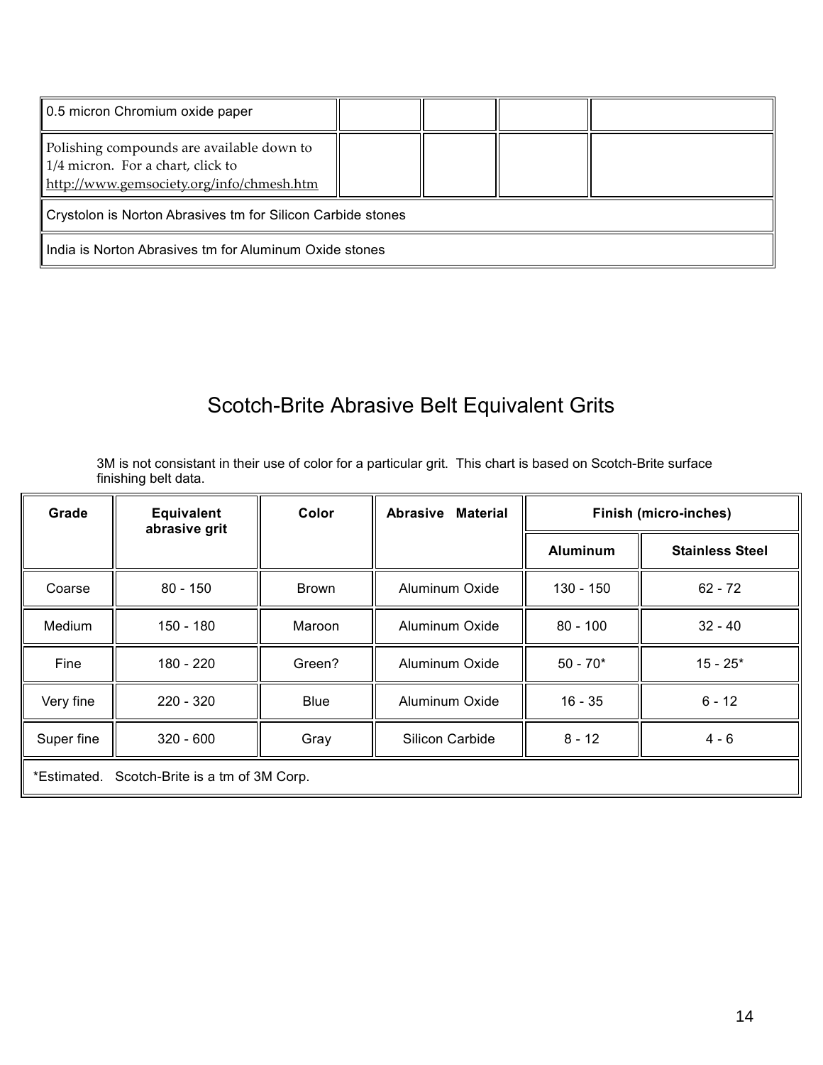| 0.5 micron Chromium oxide paper | | | | |
|---|---|---|---|---|
| Polishing compounds are available down to 1/4 micron. For a chart, click to http://www.gemsociety.org/info/chmesh.htm | | | | |
| Crystolon is Norton Abrasives tm for Silicon Carbide stones | | | | |
| India is Norton Abrasives tm for Aluminum Oxide stones | | | | |

## Scotch-Brite Abrasive Belt Equivalent Grits

3M is not consistant in their use of color for a particular grit. This chart is based on Scotch-Brite surface finishing belt data.

| Grade | Equivalent abrasive grit | Color | Abrasive Material | Finish (micro-inches) | |
|---|---|---|---|---|---|
| | | | | Aluminum | Stainless Steel |
| Coarse | 80 - 150 | Brown | Aluminum Oxide | 130 - 150 | 62 - 72 |
| Medium | 150 - 180 | Maroon | Aluminum Oxide | 80 - 100 | 32 - 40 |
| Fine | 180 - 220 | Green? | Aluminum Oxide | 50 - 70* | 15 - 25* |
| Very fine | 220 - 320 | Blue | Aluminum Oxide | 16 - 35 | 6 - 12 |
| Super fine | 320 - 600 | Gray | Silicon Carbide | 8 - 12 | 4 - 6 |
| *Estimated. Scotch-Brite is a tm of 3M Corp. | | | | | |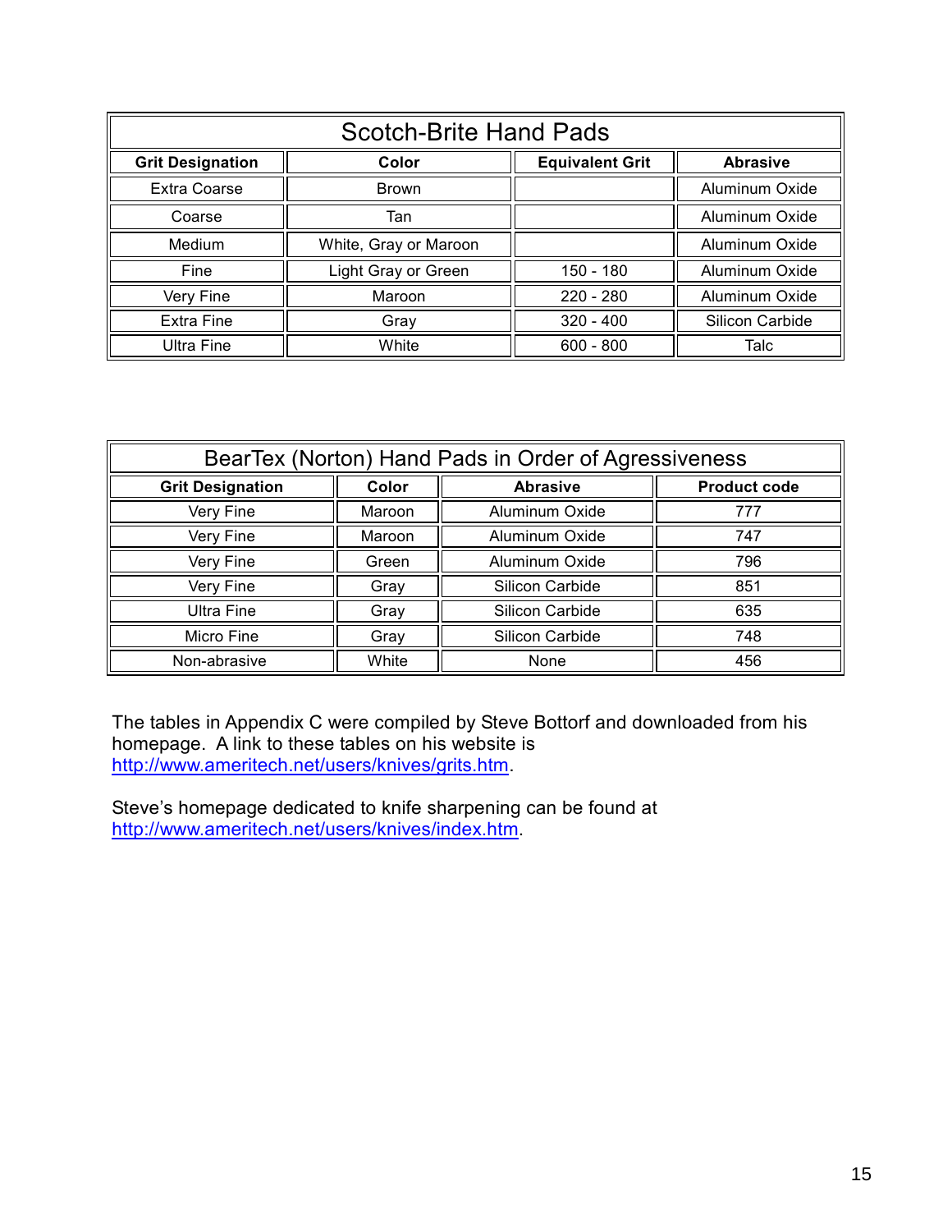| Scotch-Brite Hand Pads | | | |
|---|---|---|---|
| **Grit Designation** | **Color** | **Equivalent Grit** | **Abrasive** |
| Extra Coarse | Brown | | Aluminum Oxide |
| Coarse | Tan | | Aluminum Oxide |
| Medium | White, Gray or Maroon | | Aluminum Oxide |
| Fine | Light Gray or Green | 150 - 180 | Aluminum Oxide |
| Very Fine | Maroon | 220 - 280 | Aluminum Oxide |
| Extra Fine | Gray | 320 - 400 | Silicon Carbide |
| Ultra Fine | White | 600 - 800 | Talc |

| BearTex (Norton) Hand Pads in Order of Agressiveness | | | |
|---|---|---|---|
| **Grit Designation** | **Color** | **Abrasive** | **Product code** |
| Very Fine | Maroon | Aluminum Oxide | 777 |
| Very Fine | Maroon | Aluminum Oxide | 747 |
| Very Fine | Green | Aluminum Oxide | 796 |
| Very Fine | Gray | Silicon Carbide | 851 |
| Ultra Fine | Gray | Silicon Carbide | 635 |
| Micro Fine | Gray | Silicon Carbide | 748 |
| Non-abrasive | White | None | 456 |

The tables in Appendix C were compiled by Steve Bottorf and downloaded from his homepage. A link to these tables on his website is http://www.ameritech.net/users/knives/grits.htm.

Steve's homepage dedicated to knife sharpening can be found at http://www.ameritech.net/users/knives/index.htm.